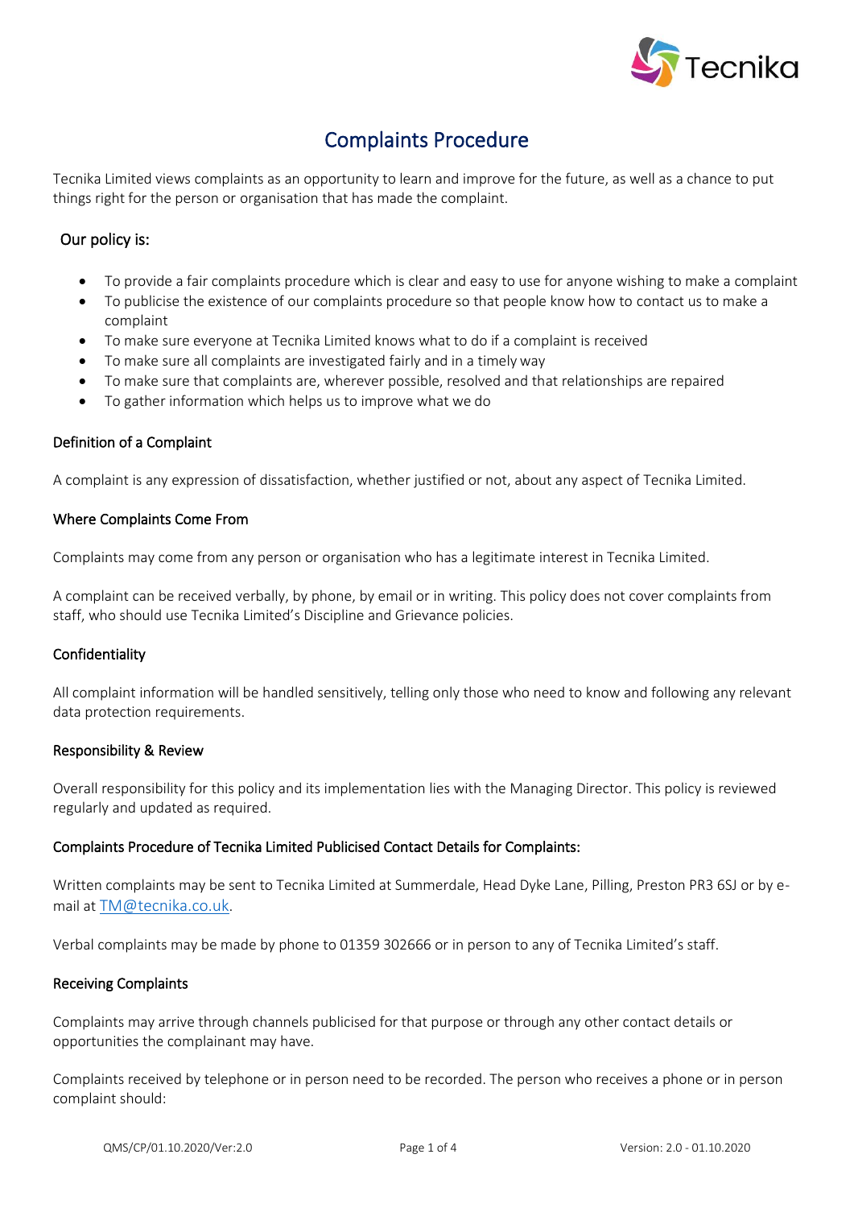# Complaints Procedure

Tecnika Limited views complaints as an opportunity to learn and improve for the future, as well as a chance to put things right for the person or organisation that has made the complaint.

## Our policy is:

- To provide a fair complaints procedure which is clear and easy to use for anyone wishing to make a complaint
- To publicise the existence of our complaints procedure so that people know how to contact us to make a complaint
- To make sure everyone at Tecnika Limited knows what to do if a complaint is received
- To make sure all complaints are investigated fairly and in a timely way
- To make sure that complaints are, wherever possible, resolved and that relationships are repaired
- To gather information which helps us to improve what we do

### Definition of a Complaint

A complaint is any expression of dissatisfaction, whether justified or not, about any aspect of Tecnika Limited.

### Where Complaints Come From

Complaints may come from any person or organisation who has a legitimate interest in Tecnika Limited.

A complaint can be received verbally, by phone, by email or in writing. This policy does not cover complaints from staff, who should use Tecnika Limited's Discipline and Grievance policies.

### Confidentiality

All complaint information will be handled sensitively, telling only those who need to know and following any relevant data protection requirements.

### Responsibility & Review

Overall responsibility for this policy and its implementation lies with the Managing Director. This policy is reviewed regularly and updated as required.

### Complaints Procedure of Tecnika Limited Publicised Contact Details for Complaints:

Written complaints may be sent to Tecnika Limited at Summerdale, Head Dyke Lane, Pilling, Preston PR3 6SJ or by e-mail at TM@tecnika.co.uk.

Verbal complaints may be made by phone to 01359 302666 or in person to any of Tecnika Limited's staff.

### Receiving Complaints

Complaints may arrive through channels publicised for that purpose or through any other contact details or opportunities the complainant may have.

Complaints received by telephone or in person need to be recorded. The person who receives a phone or in person complaint should: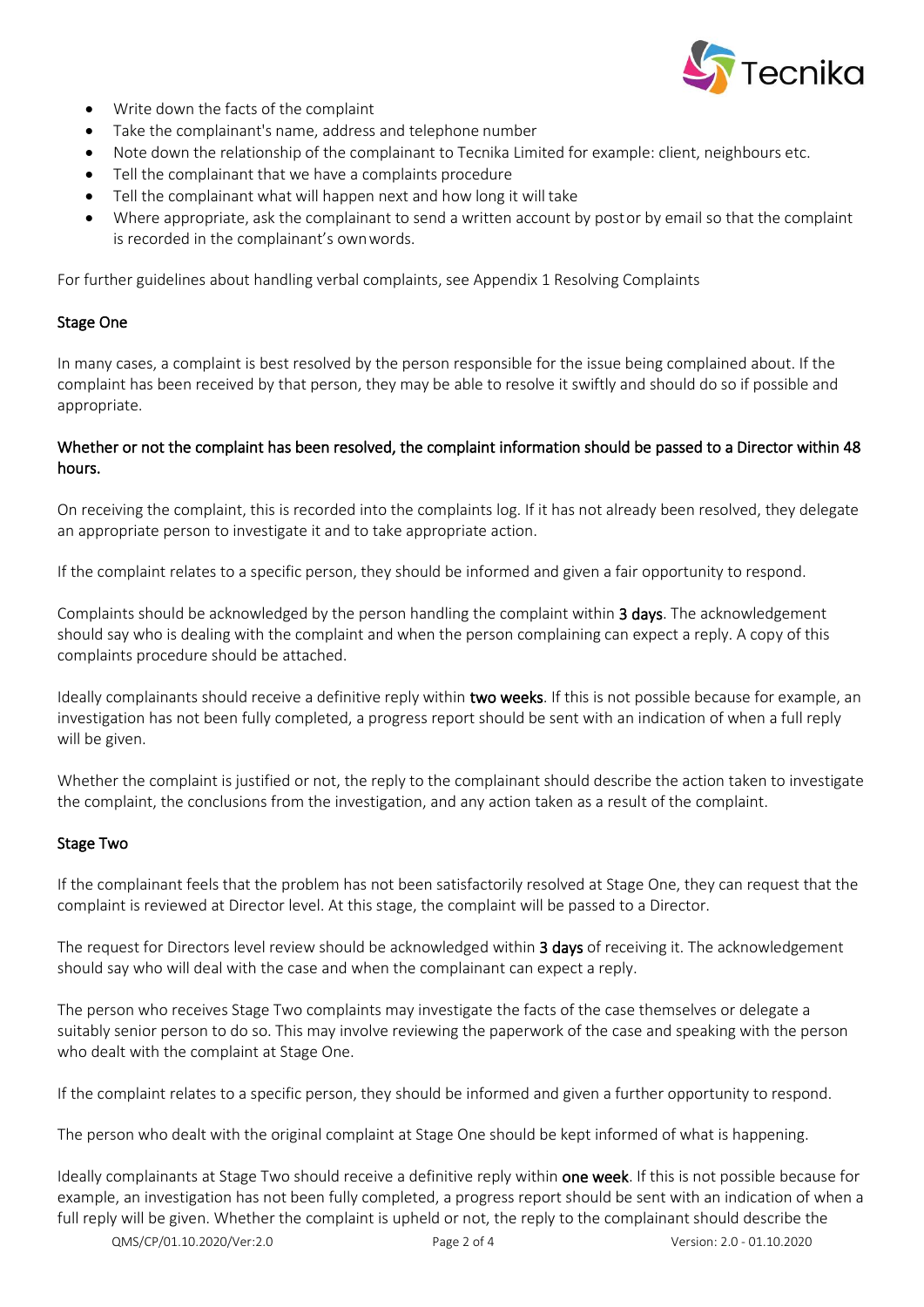- Write down the facts of the complaint
- Take the complainant's name, address and telephone number
- Note down the relationship of the complainant to Tecnika Limited for example: client, neighbours etc.
- Tell the complainant that we have a complaints procedure
- Tell the complainant what will happen next and how long it will take
- Where appropriate, ask the complainant to send a written account by post or by email so that the complaint is recorded in the complainant's own words.

For further guidelines about handling verbal complaints, see Appendix 1 Resolving Complaints

### Stage One

In many cases, a complaint is best resolved by the person responsible for the issue being complained about. If the complaint has been received by that person, they may be able to resolve it swiftly and should do so if possible and appropriate.

Whether or not the complaint has been resolved, the complaint information should be passed to a Director within 48 hours.

On receiving the complaint, this is recorded into the complaints log. If it has not already been resolved, they delegate an appropriate person to investigate it and to take appropriate action.

If the complaint relates to a specific person, they should be informed and given a fair opportunity to respond.

Complaints should be acknowledged by the person handling the complaint within **3 days**. The acknowledgement should say who is dealing with the complaint and when the person complaining can expect a reply. A copy of this complaints procedure should be attached.

Ideally complainants should receive a definitive reply within **two weeks**. If this is not possible because for example, an investigation has not been fully completed, a progress report should be sent with an indication of when a full reply will be given.

Whether the complaint is justified or not, the reply to the complainant should describe the action taken to investigate the complaint, the conclusions from the investigation, and any action taken as a result of the complaint.

### Stage Two

If the complainant feels that the problem has not been satisfactorily resolved at Stage One, they can request that the complaint is reviewed at Director level. At this stage, the complaint will be passed to a Director.

The request for Directors level review should be acknowledged within **3 days** of receiving it. The acknowledgement should say who will deal with the case and when the complainant can expect a reply.

The person who receives Stage Two complaints may investigate the facts of the case themselves or delegate a suitably senior person to do so. This may involve reviewing the paperwork of the case and speaking with the person who dealt with the complaint at Stage One.

If the complaint relates to a specific person, they should be informed and given a further opportunity to respond.

The person who dealt with the original complaint at Stage One should be kept informed of what is happening.

Ideally complainants at Stage Two should receive a definitive reply within **one week**. If this is not possible because for example, an investigation has not been fully completed, a progress report should be sent with an indication of when a full reply will be given. Whether the complaint is upheld or not, the reply to the complainant should describe the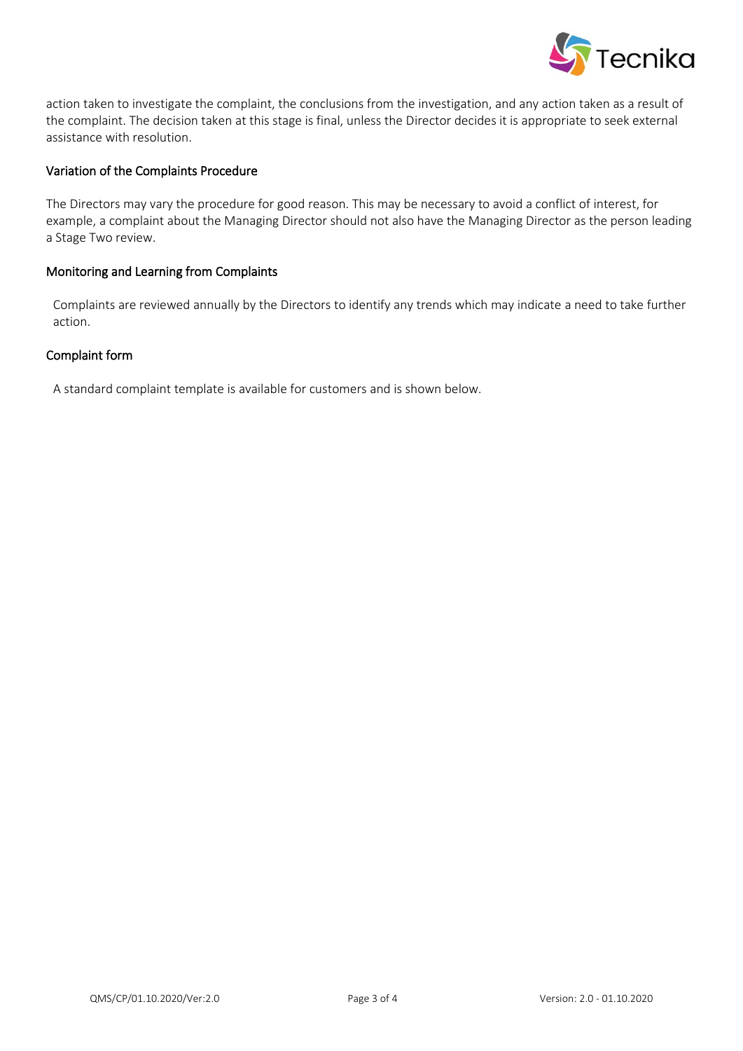action taken to investigate the complaint, the conclusions from the investigation, and any action taken as a result of the complaint. The decision taken at this stage is final, unless the Director decides it is appropriate to seek external assistance with resolution.

## Variation of the Complaints Procedure

The Directors may vary the procedure for good reason. This may be necessary to avoid a conflict of interest, for example, a complaint about the Managing Director should not also have the Managing Director as the person leading a Stage Two review.

## Monitoring and Learning from Complaints

Complaints are reviewed annually by the Directors to identify any trends which may indicate a need to take further action.

## Complaint form

A standard complaint template is available for customers and is shown below.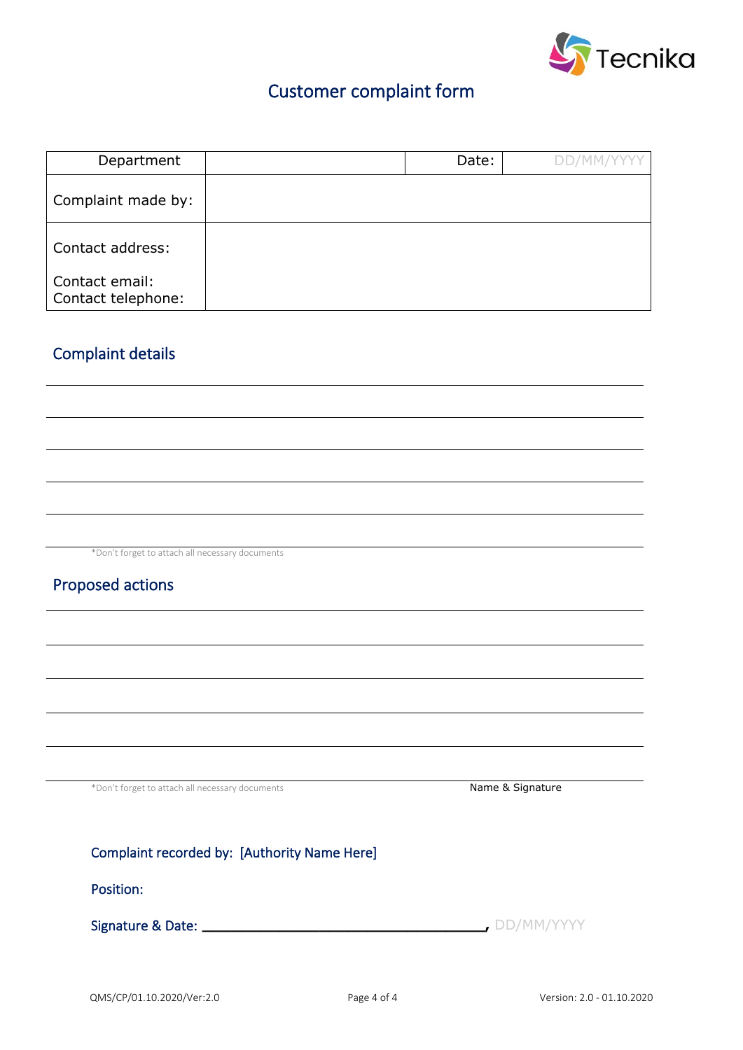# Customer complaint form

| | | | |
|---|---|---|---|
| Department | | Date: | DD/MM/YYYY |
| Complaint made by: | | | |
| Contact address:<br><br>Contact email:<br>Contact telephone: | | | |

## Complaint details

\_\_\_\_\_\_\_\_\_\_\_\_\_\_\_\_\_\_\_\_\_\_\_\_\_\_\_\_\_\_\_\_\_\_\_\_\_\_\_\_\_\_\_\_

\_\_\_\_\_\_\_\_\_\_\_\_\_\_\_\_\_\_\_\_\_\_\_\_\_\_\_\_\_\_\_\_\_\_\_\_\_\_\_\_\_\_\_\_

\_\_\_\_\_\_\_\_\_\_\_\_\_\_\_\_\_\_\_\_\_\_\_\_\_\_\_\_\_\_\_\_\_\_\_\_\_\_\_\_\_\_\_\_

\_\_\_\_\_\_\_\_\_\_\_\_\_\_\_\_\_\_\_\_\_\_\_\_\_\_\_\_\_\_\_\_\_\_\_\_\_\_\_\_\_\_\_\_

\_\_\_\_\_\_\_\_\_\_\_\_\_\_\_\_\_\_\_\_\_\_\_\_\_\_\_\_\_\_\_\_\_\_\_\_\_\_\_\_\_\_\_\_

\_\_\_\_\_\_\_\_\_\_\_\_\_\_\_\_\_\_\_\_\_\_\_\_\_\_\_\_\_\_\_\_\_\_\_\_\_\_\_\_\_\_\_\_

*Don't forget to attach all necessary documents

## Proposed actions

\_\_\_\_\_\_\_\_\_\_\_\_\_\_\_\_\_\_\_\_\_\_\_\_\_\_\_\_\_\_\_\_\_\_\_\_\_\_\_\_\_\_\_\_

\_\_\_\_\_\_\_\_\_\_\_\_\_\_\_\_\_\_\_\_\_\_\_\_\_\_\_\_\_\_\_\_\_\_\_\_\_\_\_\_\_\_\_\_

\_\_\_\_\_\_\_\_\_\_\_\_\_\_\_\_\_\_\_\_\_\_\_\_\_\_\_\_\_\_\_\_\_\_\_\_\_\_\_\_\_\_\_\_

\_\_\_\_\_\_\_\_\_\_\_\_\_\_\_\_\_\_\_\_\_\_\_\_\_\_\_\_\_\_\_\_\_\_\_\_\_\_\_\_\_\_\_\_

\_\_\_\_\_\_\_\_\_\_\_\_\_\_\_\_\_\_\_\_\_\_\_\_\_\_\_\_\_\_\_\_\_\_\_\_\_\_\_\_\_\_\_\_

\_\_\_\_\_\_\_\_\_\_\_\_\_\_\_\_\_\_\_\_\_\_\_\_\_\_\_\_\_\_\_\_\_\_\_\_\_\_\_\_\_\_\_\_

*Don't forget to attach all necessary documents

Name & Signature

**Complaint recorded by: [Authority Name Here]**

**Position:**

**Signature & Date:** \_\_\_\_\_\_\_\_\_\_\_\_\_\_\_\_\_\_\_\_\_\_\_\_\_\_\_\_\_\_\_\_\_\_\_\_, DD/MM/YYYY